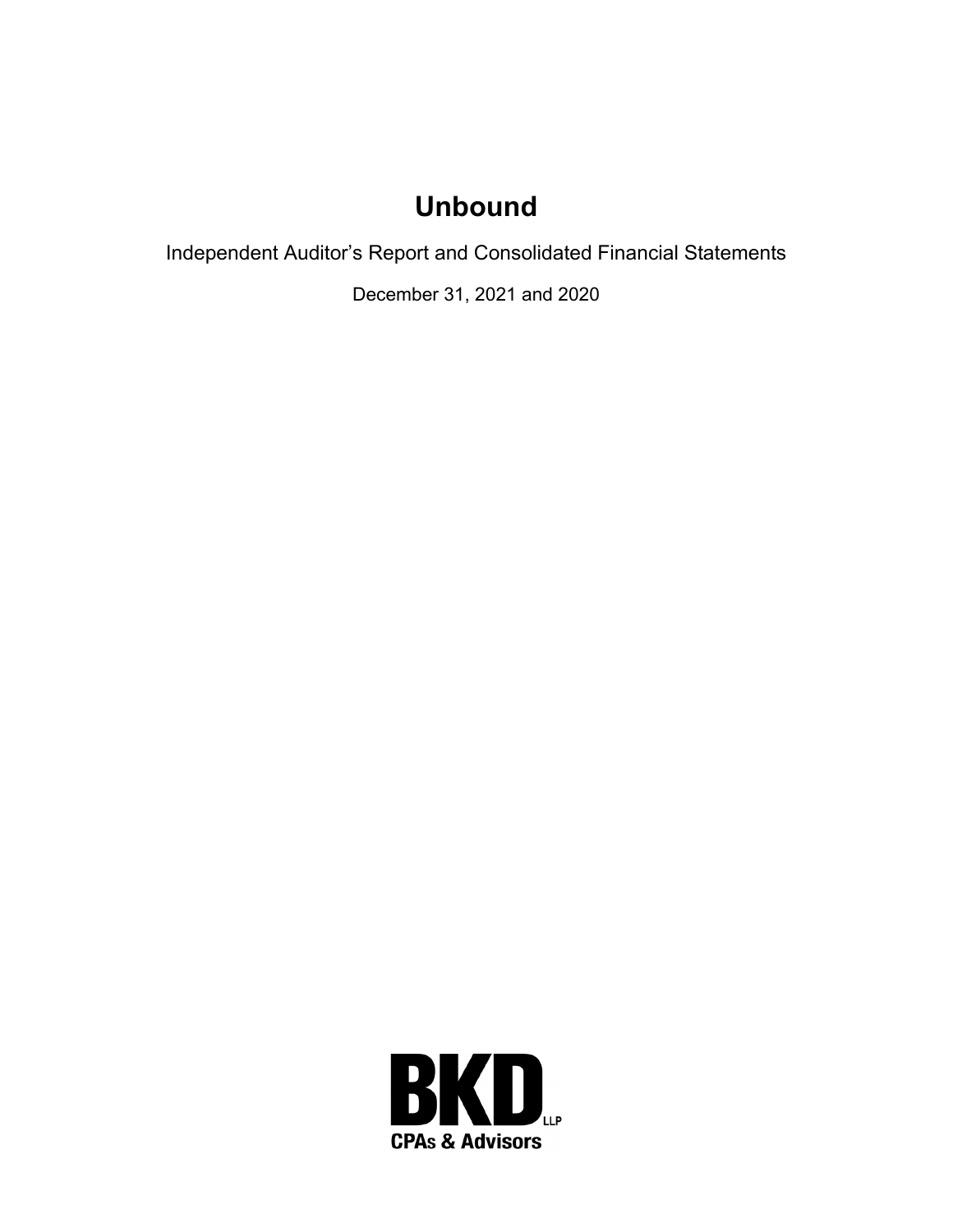# Unbound

Independent Auditor's Report and Consolidated Financial Statements

December 31, 2021 and 2020

BKD LLP

CPAs & Advisors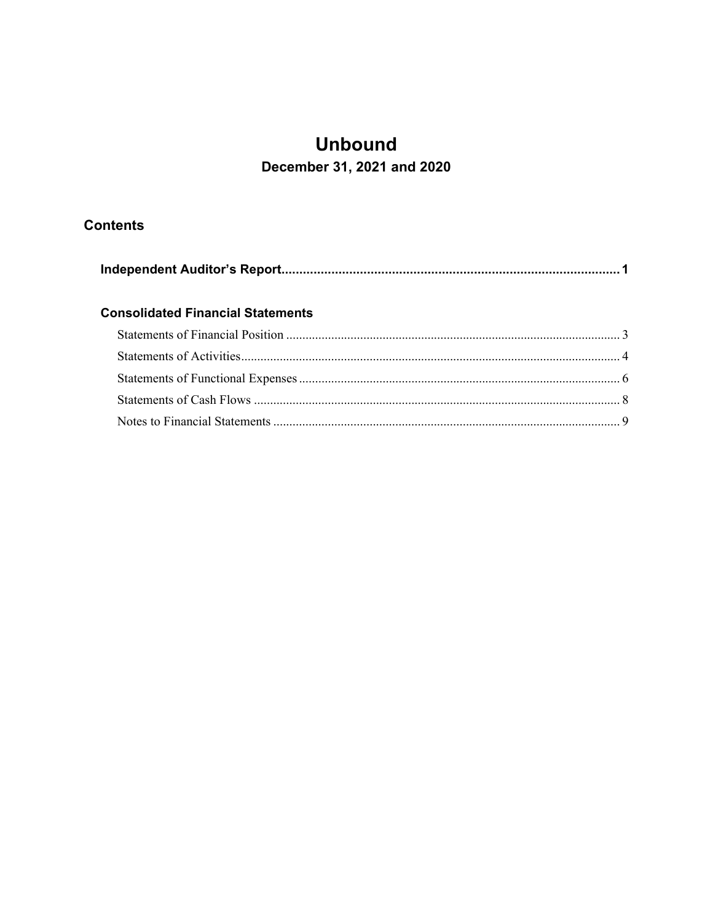# Unbound

## December 31, 2021 and 2020

## Contents

**Independent Auditor's Report** ............................................................................................... 1

**Consolidated Financial Statements**

- Statements of Financial Position ....................................................................................... 3
- Statements of Activities...................................................................................................... 4
- Statements of Functional Expenses .................................................................................... 6
- Statements of Cash Flows .................................................................................................. 8
- Notes to Financial Statements ............................................................................................ 9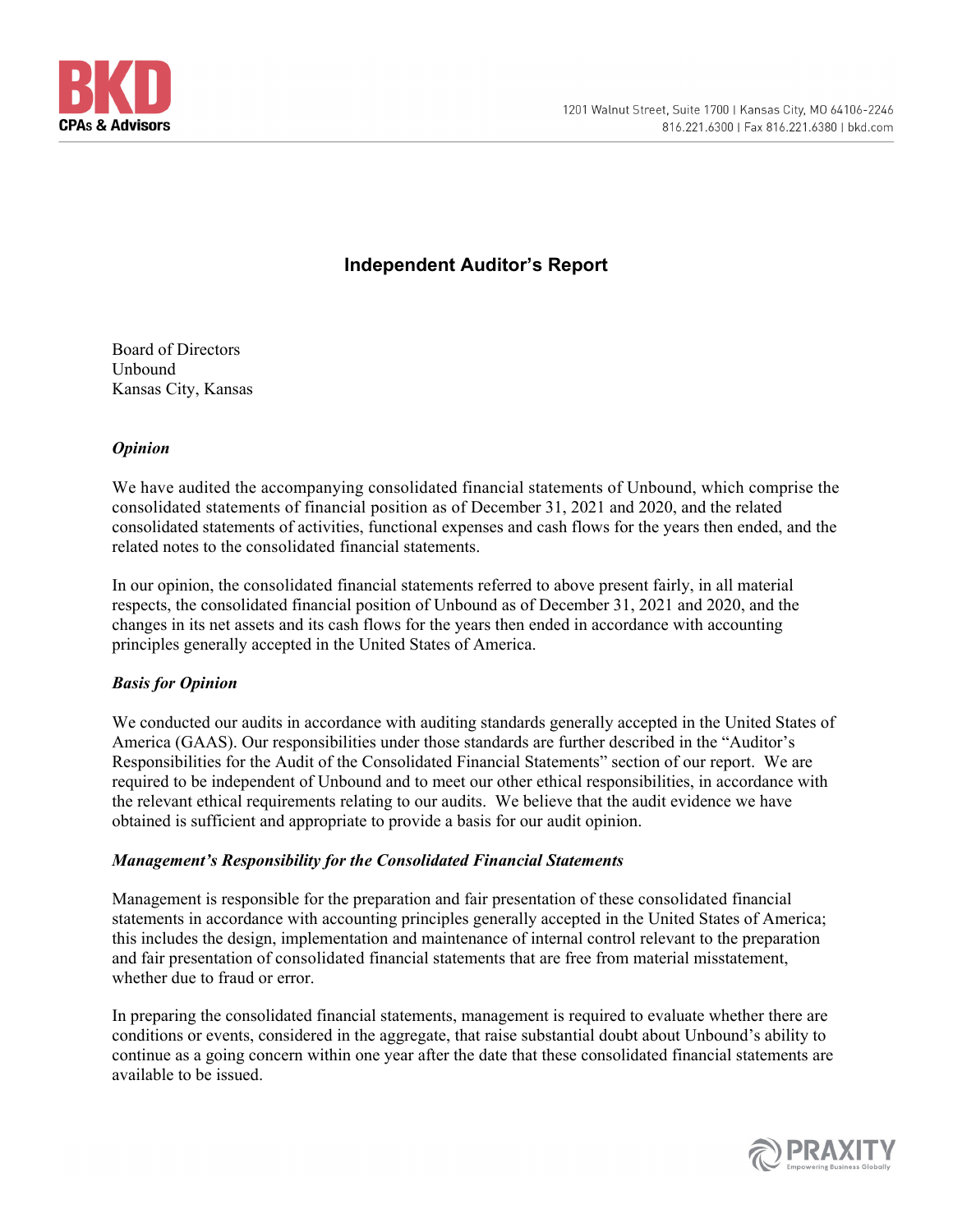# Independent Auditor's Report

Board of Directors
Unbound
Kansas City, Kansas

### *Opinion*

We have audited the accompanying consolidated financial statements of Unbound, which comprise the consolidated statements of financial position as of December 31, 2021 and 2020, and the related consolidated statements of activities, functional expenses and cash flows for the years then ended, and the related notes to the consolidated financial statements.

In our opinion, the consolidated financial statements referred to above present fairly, in all material respects, the consolidated financial position of Unbound as of December 31, 2021 and 2020, and the changes in its net assets and its cash flows for the years then ended in accordance with accounting principles generally accepted in the United States of America.

### *Basis for Opinion*

We conducted our audits in accordance with auditing standards generally accepted in the United States of America (GAAS). Our responsibilities under those standards are further described in the "Auditor's Responsibilities for the Audit of the Consolidated Financial Statements" section of our report. We are required to be independent of Unbound and to meet our other ethical responsibilities, in accordance with the relevant ethical requirements relating to our audits. We believe that the audit evidence we have obtained is sufficient and appropriate to provide a basis for our audit opinion.

### *Management's Responsibility for the Consolidated Financial Statements*

Management is responsible for the preparation and fair presentation of these consolidated financial statements in accordance with accounting principles generally accepted in the United States of America; this includes the design, implementation and maintenance of internal control relevant to the preparation and fair presentation of consolidated financial statements that are free from material misstatement, whether due to fraud or error.

In preparing the consolidated financial statements, management is required to evaluate whether there are conditions or events, considered in the aggregate, that raise substantial doubt about Unbound's ability to continue as a going concern within one year after the date that these consolidated financial statements are available to be issued.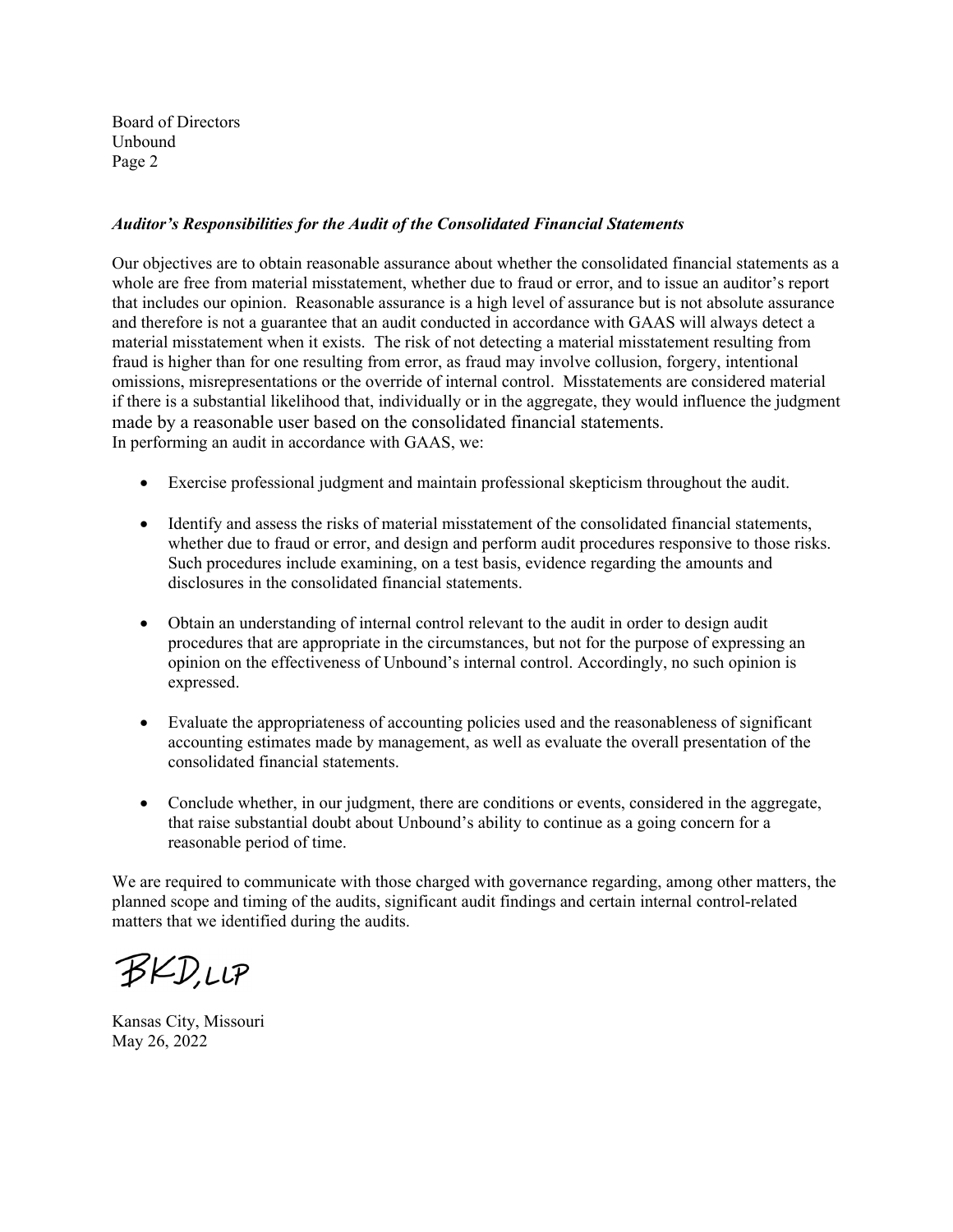### *Auditor's Responsibilities for the Audit of the Consolidated Financial Statements*

Our objectives are to obtain reasonable assurance about whether the consolidated financial statements as a whole are free from material misstatement, whether due to fraud or error, and to issue an auditor's report that includes our opinion. Reasonable assurance is a high level of assurance but is not absolute assurance and therefore is not a guarantee that an audit conducted in accordance with GAAS will always detect a material misstatement when it exists. The risk of not detecting a material misstatement resulting from fraud is higher than for one resulting from error, as fraud may involve collusion, forgery, intentional omissions, misrepresentations or the override of internal control. Misstatements are considered material if there is a substantial likelihood that, individually or in the aggregate, they would influence the judgment made by a reasonable user based on the consolidated financial statements.

In performing an audit in accordance with GAAS, we:

- Exercise professional judgment and maintain professional skepticism throughout the audit.
- Identify and assess the risks of material misstatement of the consolidated financial statements, whether due to fraud or error, and design and perform audit procedures responsive to those risks. Such procedures include examining, on a test basis, evidence regarding the amounts and disclosures in the consolidated financial statements.
- Obtain an understanding of internal control relevant to the audit in order to design audit procedures that are appropriate in the circumstances, but not for the purpose of expressing an opinion on the effectiveness of Unbound's internal control. Accordingly, no such opinion is expressed.
- Evaluate the appropriateness of accounting policies used and the reasonableness of significant accounting estimates made by management, as well as evaluate the overall presentation of the consolidated financial statements.
- Conclude whether, in our judgment, there are conditions or events, considered in the aggregate, that raise substantial doubt about Unbound's ability to continue as a going concern for a reasonable period of time.

We are required to communicate with those charged with governance regarding, among other matters, the planned scope and timing of the audits, significant audit findings and certain internal control-related matters that we identified during the audits.

BKD, LLP

Kansas City, Missouri
May 26, 2022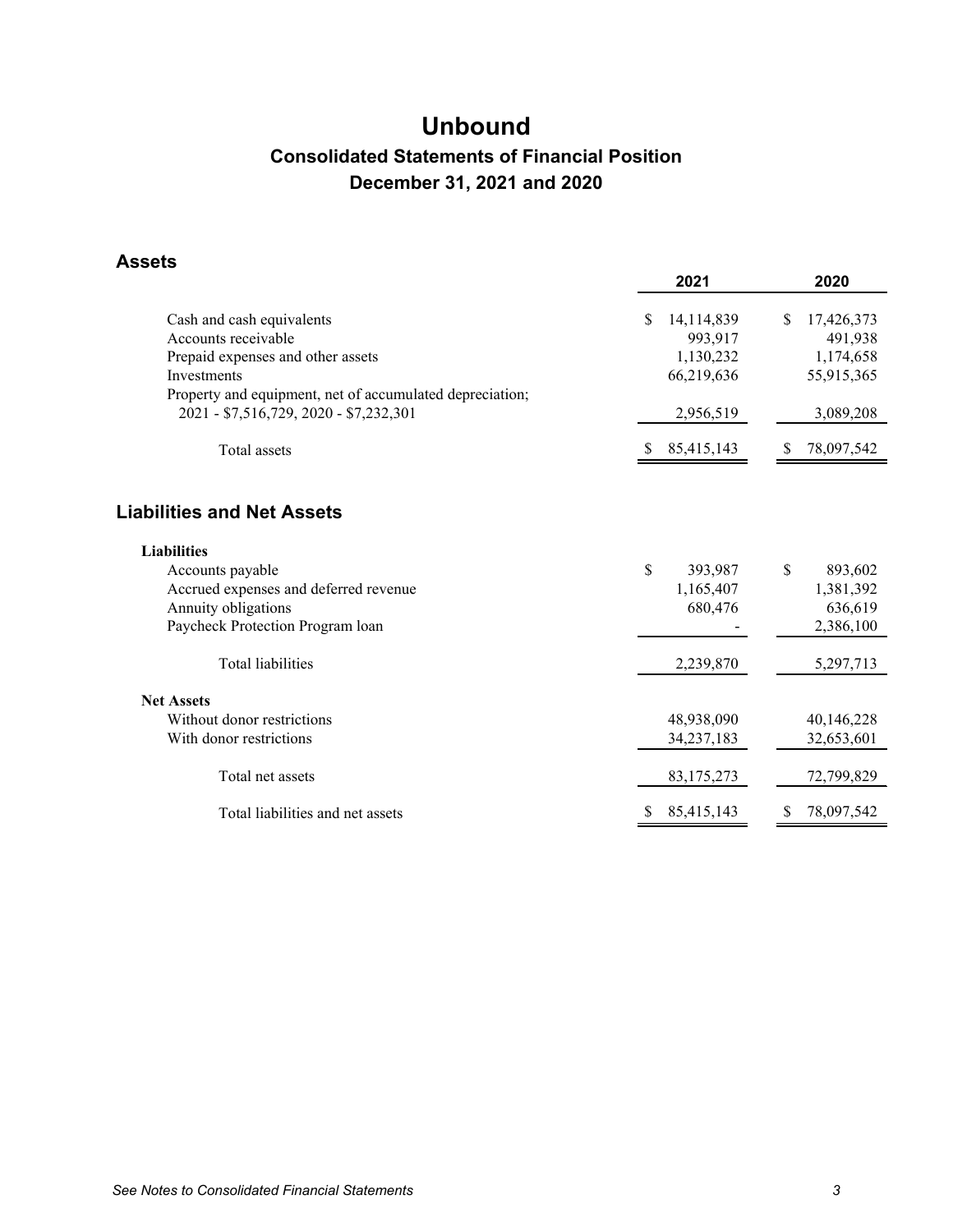# Unbound

## Consolidated Statements of Financial Position

## December 31, 2021 and 2020

### Assets

| | 2021 | 2020 |
|---|---|---|
| Cash and cash equivalents | $ 14,114,839 | $ 17,426,373 |
| Accounts receivable | 993,917 | 491,938 |
| Prepaid expenses and other assets | 1,130,232 | 1,174,658 |
| Investments | 66,219,636 | 55,915,365 |
| Property and equipment, net of accumulated depreciation; 2021 - $7,516,729, 2020 - $7,232,301 | 2,956,519 | 3,089,208 |
| Total assets | $ 85,415,143 | $ 78,097,542 |

### Liabilities and Net Assets

| | 2021 | 2020 |
|---|---|---|
| **Liabilities** | | |
| Accounts payable | $ 393,987 | $ 893,602 |
| Accrued expenses and deferred revenue | 1,165,407 | 1,381,392 |
| Annuity obligations | 680,476 | 636,619 |
| Paycheck Protection Program loan | - | 2,386,100 |
| Total liabilities | 2,239,870 | 5,297,713 |
| **Net Assets** | | |
| Without donor restrictions | 48,938,090 | 40,146,228 |
| With donor restrictions | 34,237,183 | 32,653,601 |
| Total net assets | 83,175,273 | 72,799,829 |
| Total liabilities and net assets | $ 85,415,143 | $ 78,097,542 |

*See Notes to Consolidated Financial Statements*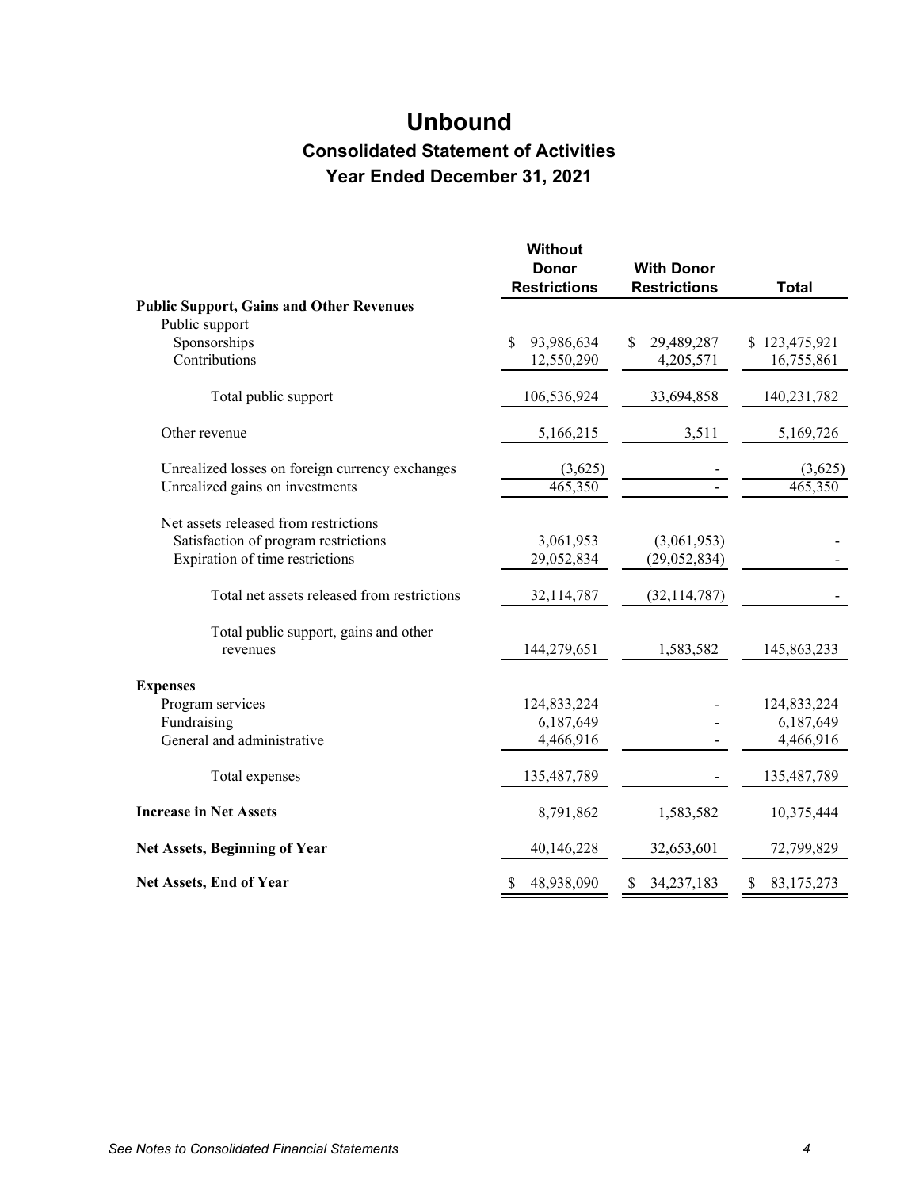# Unbound

## Consolidated Statement of Activities

## Year Ended December 31, 2021

| | Without Donor Restrictions | With Donor Restrictions | Total |
|---|---|---|---|
| **Public Support, Gains and Other Revenues** | | | |
| Public support | | | |
| Sponsorships | $ 93,986,634 | $ 29,489,287 | $ 123,475,921 |
| Contributions | 12,550,290 | 4,205,571 | 16,755,861 |
| Total public support | 106,536,924 | 33,694,858 | 140,231,782 |
| Other revenue | 5,166,215 | 3,511 | 5,169,726 |
| Unrealized losses on foreign currency exchanges | (3,625) | - | (3,625) |
| Unrealized gains on investments | 465,350 | - | 465,350 |
| Net assets released from restrictions | | | |
| Satisfaction of program restrictions | 3,061,953 | (3,061,953) | - |
| Expiration of time restrictions | 29,052,834 | (29,052,834) | - |
| Total net assets released from restrictions | 32,114,787 | (32,114,787) | - |
| Total public support, gains and other revenues | 144,279,651 | 1,583,582 | 145,863,233 |
| **Expenses** | | | |
| Program services | 124,833,224 | - | 124,833,224 |
| Fundraising | 6,187,649 | - | 6,187,649 |
| General and administrative | 4,466,916 | - | 4,466,916 |
| Total expenses | 135,487,789 | - | 135,487,789 |
| **Increase in Net Assets** | 8,791,862 | 1,583,582 | 10,375,444 |
| **Net Assets, Beginning of Year** | 40,146,228 | 32,653,601 | 72,799,829 |
| **Net Assets, End of Year** | $ 48,938,090 | $ 34,237,183 | $ 83,175,273 |

*See Notes to Consolidated Financial Statements*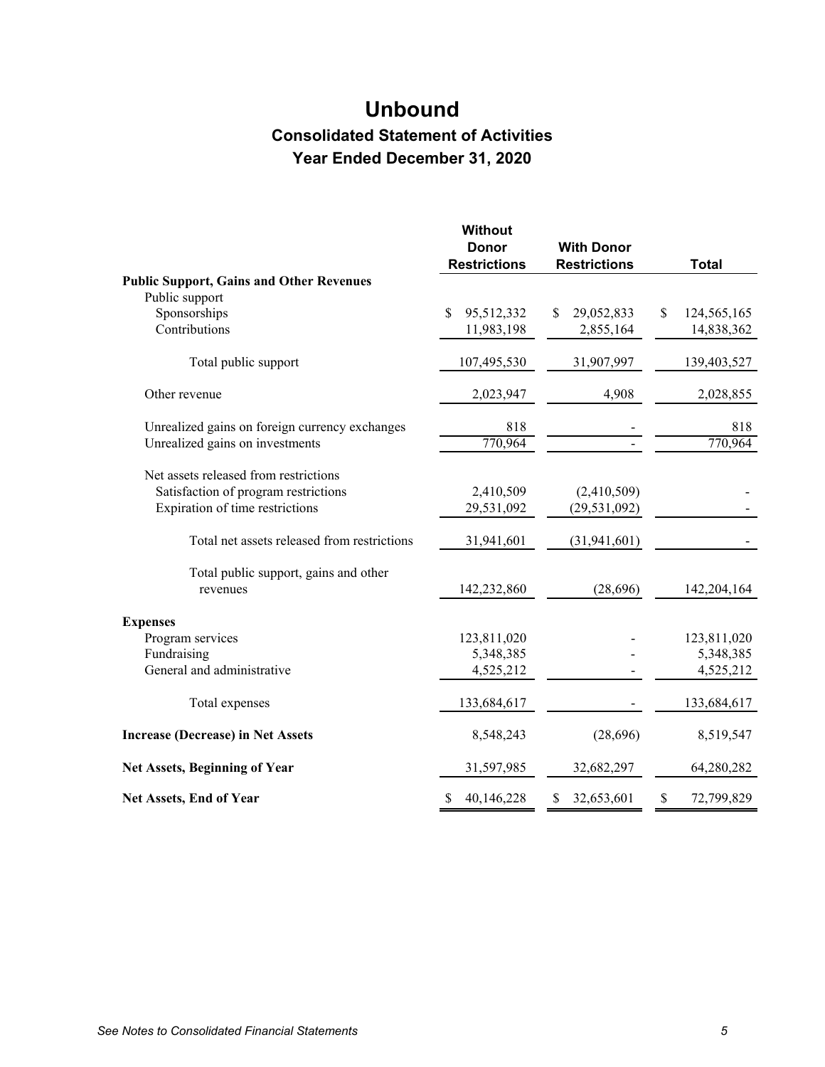# Unbound

## Consolidated Statement of Activities

## Year Ended December 31, 2020

| | Without Donor Restrictions | With Donor Restrictions | Total |
|---|---|---|---|
| **Public Support, Gains and Other Revenues** | | | |
| Public support | | | |
| Sponsorships | $ 95,512,332 | $ 29,052,833 | $ 124,565,165 |
| Contributions | 11,983,198 | 2,855,164 | 14,838,362 |
| Total public support | 107,495,530 | 31,907,997 | 139,403,527 |
| Other revenue | 2,023,947 | 4,908 | 2,028,855 |
| Unrealized gains on foreign currency exchanges | 818 | - | 818 |
| Unrealized gains on investments | 770,964 | - | 770,964 |
| Net assets released from restrictions | | | |
| Satisfaction of program restrictions | 2,410,509 | (2,410,509) | - |
| Expiration of time restrictions | 29,531,092 | (29,531,092) | - |
| Total net assets released from restrictions | 31,941,601 | (31,941,601) | - |
| Total public support, gains and other revenues | 142,232,860 | (28,696) | 142,204,164 |
| **Expenses** | | | |
| Program services | 123,811,020 | - | 123,811,020 |
| Fundraising | 5,348,385 | - | 5,348,385 |
| General and administrative | 4,525,212 | - | 4,525,212 |
| Total expenses | 133,684,617 | - | 133,684,617 |
| **Increase (Decrease) in Net Assets** | 8,548,243 | (28,696) | 8,519,547 |
| **Net Assets, Beginning of Year** | 31,597,985 | 32,682,297 | 64,280,282 |
| **Net Assets, End of Year** | $ 40,146,228 | $ 32,653,601 | $ 72,799,829 |

*See Notes to Consolidated Financial Statements*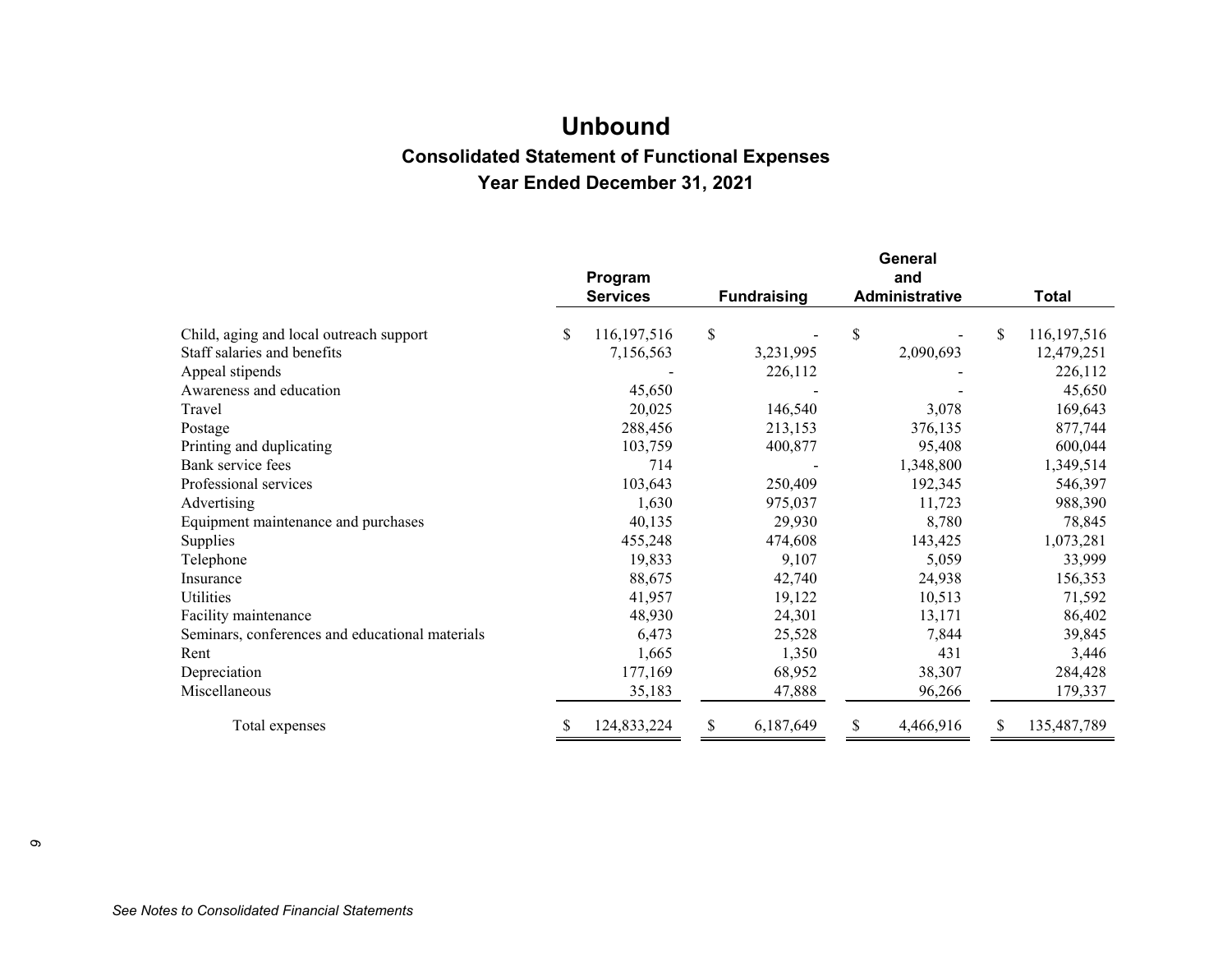# Unbound

## Consolidated Statement of Functional Expenses

## Year Ended December 31, 2021

| | Program Services | Fundraising | General and Administrative | Total |
|---|---|---|---|---|
| Child, aging and local outreach support | $ 116,197,516 | $ - | $ - | $ 116,197,516 |
| Staff salaries and benefits | 7,156,563 | 3,231,995 | 2,090,693 | 12,479,251 |
| Appeal stipends | - | 226,112 | - | 226,112 |
| Awareness and education | 45,650 | - | - | 45,650 |
| Travel | 20,025 | 146,540 | 3,078 | 169,643 |
| Postage | 288,456 | 213,153 | 376,135 | 877,744 |
| Printing and duplicating | 103,759 | 400,877 | 95,408 | 600,044 |
| Bank service fees | 714 | - | 1,348,800 | 1,349,514 |
| Professional services | 103,643 | 250,409 | 192,345 | 546,397 |
| Advertising | 1,630 | 975,037 | 11,723 | 988,390 |
| Equipment maintenance and purchases | 40,135 | 29,930 | 8,780 | 78,845 |
| Supplies | 455,248 | 474,608 | 143,425 | 1,073,281 |
| Telephone | 19,833 | 9,107 | 5,059 | 33,999 |
| Insurance | 88,675 | 42,740 | 24,938 | 156,353 |
| Utilities | 41,957 | 19,122 | 10,513 | 71,592 |
| Facility maintenance | 48,930 | 24,301 | 13,171 | 86,402 |
| Seminars, conferences and educational materials | 6,473 | 25,528 | 7,844 | 39,845 |
| Rent | 1,665 | 1,350 | 431 | 3,446 |
| Depreciation | 177,169 | 68,952 | 38,307 | 284,428 |
| Miscellaneous | 35,183 | 47,888 | 96,266 | 179,337 |
| Total expenses | $ 124,833,224 | $ 6,187,649 | $ 4,466,916 | $ 135,487,789 |

*See Notes to Consolidated Financial Statements*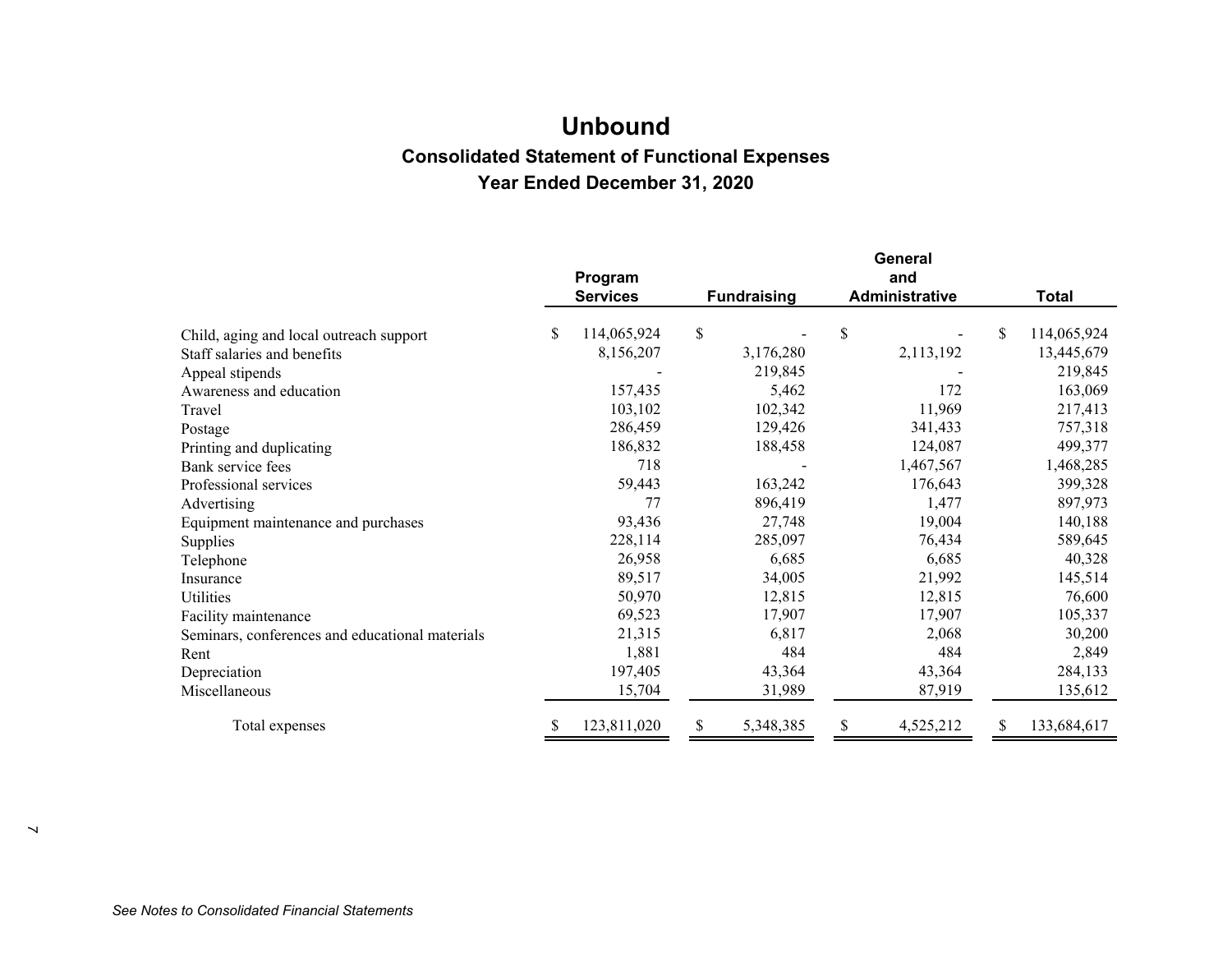# Unbound

## Consolidated Statement of Functional Expenses

### Year Ended December 31, 2020

| | Program Services | Fundraising | General and Administrative | Total |
|---|---|---|---|---|
| Child, aging and local outreach support | $ 114,065,924 | $ - | $ - | $ 114,065,924 |
| Staff salaries and benefits | 8,156,207 | 3,176,280 | 2,113,192 | 13,445,679 |
| Appeal stipends | - | 219,845 | - | 219,845 |
| Awareness and education | 157,435 | 5,462 | 172 | 163,069 |
| Travel | 103,102 | 102,342 | 11,969 | 217,413 |
| Postage | 286,459 | 129,426 | 341,433 | 757,318 |
| Printing and duplicating | 186,832 | 188,458 | 124,087 | 499,377 |
| Bank service fees | 718 | - | 1,467,567 | 1,468,285 |
| Professional services | 59,443 | 163,242 | 176,643 | 399,328 |
| Advertising | 77 | 896,419 | 1,477 | 897,973 |
| Equipment maintenance and purchases | 93,436 | 27,748 | 19,004 | 140,188 |
| Supplies | 228,114 | 285,097 | 76,434 | 589,645 |
| Telephone | 26,958 | 6,685 | 6,685 | 40,328 |
| Insurance | 89,517 | 34,005 | 21,992 | 145,514 |
| Utilities | 50,970 | 12,815 | 12,815 | 76,600 |
| Facility maintenance | 69,523 | 17,907 | 17,907 | 105,337 |
| Seminars, conferences and educational materials | 21,315 | 6,817 | 2,068 | 30,200 |
| Rent | 1,881 | 484 | 484 | 2,849 |
| Depreciation | 197,405 | 43,364 | 43,364 | 284,133 |
| Miscellaneous | 15,704 | 31,989 | 87,919 | 135,612 |
| Total expenses | $ 123,811,020 | $ 5,348,385 | $ 4,525,212 | $ 133,684,617 |

*See Notes to Consolidated Financial Statements*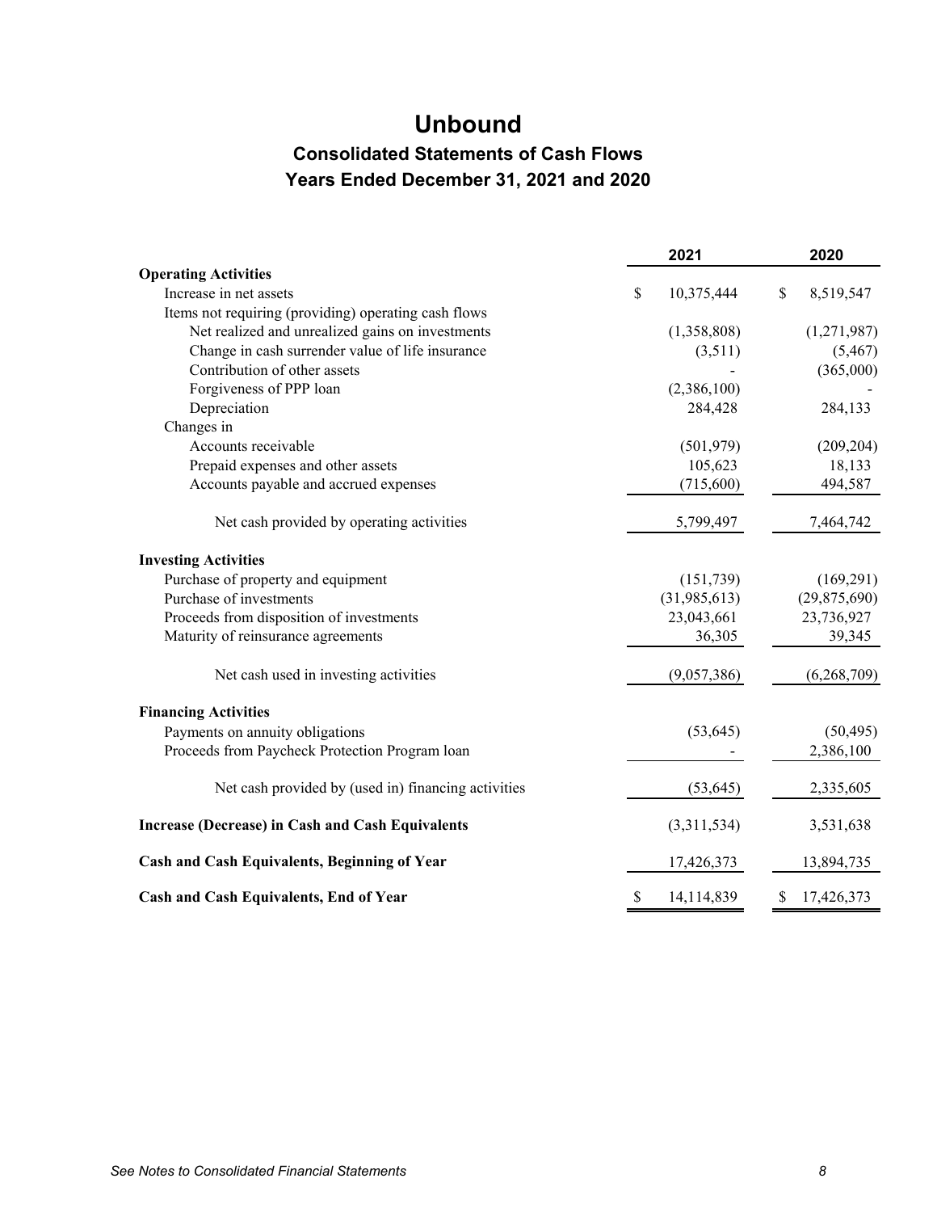# Unbound

## Consolidated Statements of Cash Flows

## Years Ended December 31, 2021 and 2020

| | 2021 | 2020 |
|---|---|---|
| **Operating Activities** | | |
| Increase in net assets | $ 10,375,444 | $ 8,519,547 |
| Items not requiring (providing) operating cash flows | | |
| Net realized and unrealized gains on investments | (1,358,808) | (1,271,987) |
| Change in cash surrender value of life insurance | (3,511) | (5,467) |
| Contribution of other assets | - | (365,000) |
| Forgiveness of PPP loan | (2,386,100) | - |
| Depreciation | 284,428 | 284,133 |
| Changes in | | |
| Accounts receivable | (501,979) | (209,204) |
| Prepaid expenses and other assets | 105,623 | 18,133 |
| Accounts payable and accrued expenses | (715,600) | 494,587 |
| Net cash provided by operating activities | 5,799,497 | 7,464,742 |
| **Investing Activities** | | |
| Purchase of property and equipment | (151,739) | (169,291) |
| Purchase of investments | (31,985,613) | (29,875,690) |
| Proceeds from disposition of investments | 23,043,661 | 23,736,927 |
| Maturity of reinsurance agreements | 36,305 | 39,345 |
| Net cash used in investing activities | (9,057,386) | (6,268,709) |
| **Financing Activities** | | |
| Payments on annuity obligations | (53,645) | (50,495) |
| Proceeds from Paycheck Protection Program loan | - | 2,386,100 |
| Net cash provided by (used in) financing activities | (53,645) | 2,335,605 |
| **Increase (Decrease) in Cash and Cash Equivalents** | (3,311,534) | 3,531,638 |
| **Cash and Cash Equivalents, Beginning of Year** | 17,426,373 | 13,894,735 |
| **Cash and Cash Equivalents, End of Year** | $ 14,114,839 | $ 17,426,373 |

*See Notes to Consolidated Financial Statements*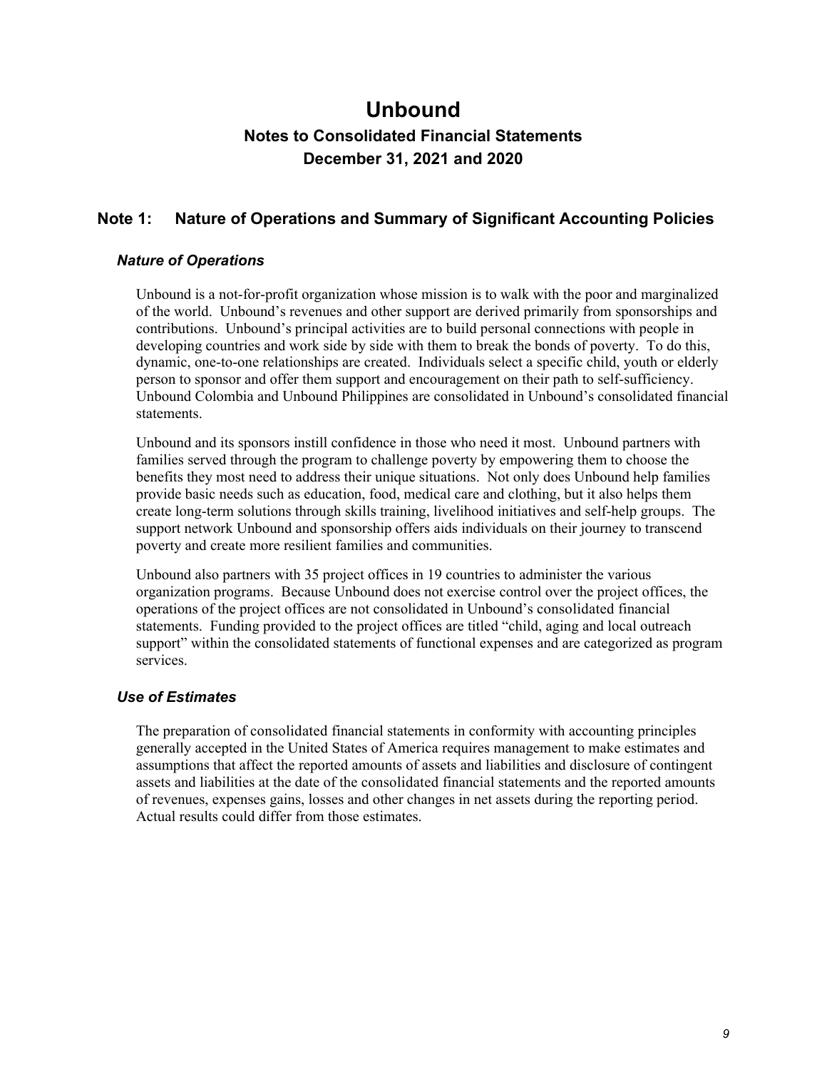# Unbound

## Notes to Consolidated Financial Statements

## December 31, 2021 and 2020

## Note 1: Nature of Operations and Summary of Significant Accounting Policies

### *Nature of Operations*

Unbound is a not-for-profit organization whose mission is to walk with the poor and marginalized of the world. Unbound's revenues and other support are derived primarily from sponsorships and contributions. Unbound's principal activities are to build personal connections with people in developing countries and work side by side with them to break the bonds of poverty. To do this, dynamic, one-to-one relationships are created. Individuals select a specific child, youth or elderly person to sponsor and offer them support and encouragement on their path to self-sufficiency. Unbound Colombia and Unbound Philippines are consolidated in Unbound's consolidated financial statements.

Unbound and its sponsors instill confidence in those who need it most. Unbound partners with families served through the program to challenge poverty by empowering them to choose the benefits they most need to address their unique situations. Not only does Unbound help families provide basic needs such as education, food, medical care and clothing, but it also helps them create long-term solutions through skills training, livelihood initiatives and self-help groups. The support network Unbound and sponsorship offers aids individuals on their journey to transcend poverty and create more resilient families and communities.

Unbound also partners with 35 project offices in 19 countries to administer the various organization programs. Because Unbound does not exercise control over the project offices, the operations of the project offices are not consolidated in Unbound's consolidated financial statements. Funding provided to the project offices are titled "child, aging and local outreach support" within the consolidated statements of functional expenses and are categorized as program services.

### *Use of Estimates*

The preparation of consolidated financial statements in conformity with accounting principles generally accepted in the United States of America requires management to make estimates and assumptions that affect the reported amounts of assets and liabilities and disclosure of contingent assets and liabilities at the date of the consolidated financial statements and the reported amounts of revenues, expenses gains, losses and other changes in net assets during the reporting period. Actual results could differ from those estimates.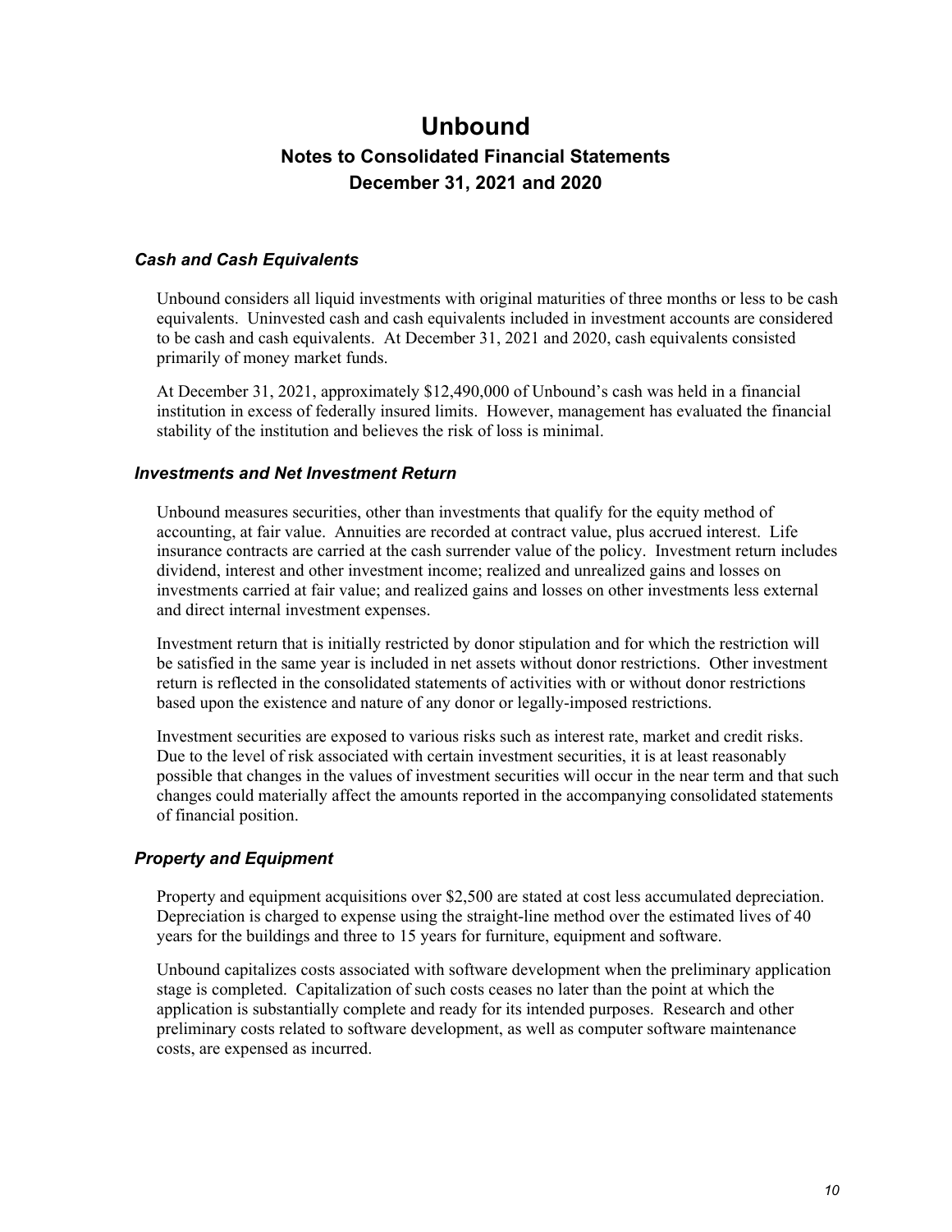### *Cash and Cash Equivalents*

Unbound considers all liquid investments with original maturities of three months or less to be cash equivalents. Uninvested cash and cash equivalents included in investment accounts are considered to be cash and cash equivalents. At December 31, 2021 and 2020, cash equivalents consisted primarily of money market funds.

At December 31, 2021, approximately $12,490,000 of Unbound's cash was held in a financial institution in excess of federally insured limits. However, management has evaluated the financial stability of the institution and believes the risk of loss is minimal.

### *Investments and Net Investment Return*

Unbound measures securities, other than investments that qualify for the equity method of accounting, at fair value. Annuities are recorded at contract value, plus accrued interest. Life insurance contracts are carried at the cash surrender value of the policy. Investment return includes dividend, interest and other investment income; realized and unrealized gains and losses on investments carried at fair value; and realized gains and losses on other investments less external and direct internal investment expenses.

Investment return that is initially restricted by donor stipulation and for which the restriction will be satisfied in the same year is included in net assets without donor restrictions. Other investment return is reflected in the consolidated statements of activities with or without donor restrictions based upon the existence and nature of any donor or legally-imposed restrictions.

Investment securities are exposed to various risks such as interest rate, market and credit risks. Due to the level of risk associated with certain investment securities, it is at least reasonably possible that changes in the values of investment securities will occur in the near term and that such changes could materially affect the amounts reported in the accompanying consolidated statements of financial position.

### *Property and Equipment*

Property and equipment acquisitions over $2,500 are stated at cost less accumulated depreciation. Depreciation is charged to expense using the straight-line method over the estimated lives of 40 years for the buildings and three to 15 years for furniture, equipment and software.

Unbound capitalizes costs associated with software development when the preliminary application stage is completed. Capitalization of such costs ceases no later than the point at which the application is substantially complete and ready for its intended purposes. Research and other preliminary costs related to software development, as well as computer software maintenance costs, are expensed as incurred.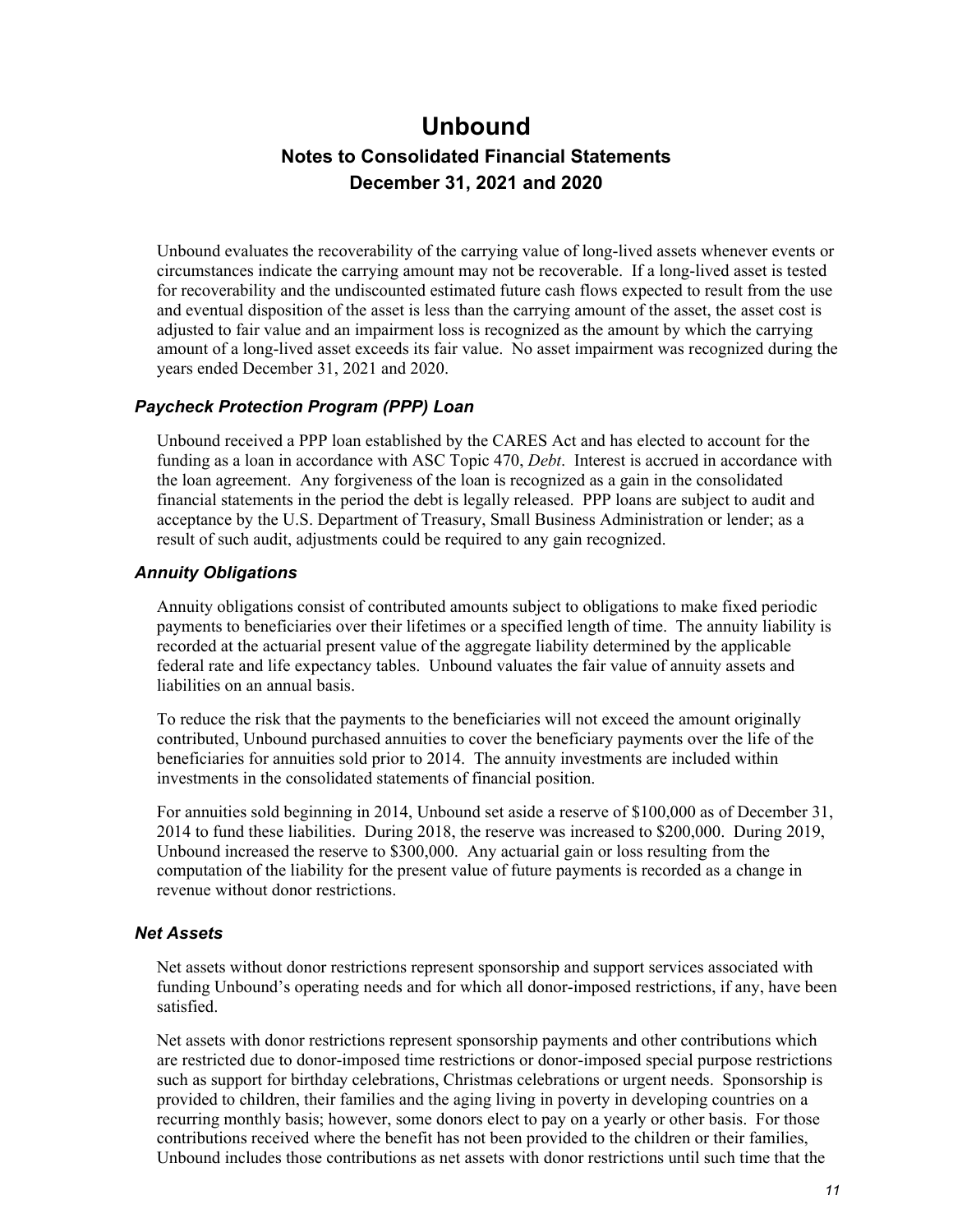Unbound evaluates the recoverability of the carrying value of long-lived assets whenever events or circumstances indicate the carrying amount may not be recoverable. If a long-lived asset is tested for recoverability and the undiscounted estimated future cash flows expected to result from the use and eventual disposition of the asset is less than the carrying amount of the asset, the asset cost is adjusted to fair value and an impairment loss is recognized as the amount by which the carrying amount of a long-lived asset exceeds its fair value. No asset impairment was recognized during the years ended December 31, 2021 and 2020.

### *Paycheck Protection Program (PPP) Loan*

Unbound received a PPP loan established by the CARES Act and has elected to account for the funding as a loan in accordance with ASC Topic 470, *Debt*. Interest is accrued in accordance with the loan agreement. Any forgiveness of the loan is recognized as a gain in the consolidated financial statements in the period the debt is legally released. PPP loans are subject to audit and acceptance by the U.S. Department of Treasury, Small Business Administration or lender; as a result of such audit, adjustments could be required to any gain recognized.

### *Annuity Obligations*

Annuity obligations consist of contributed amounts subject to obligations to make fixed periodic payments to beneficiaries over their lifetimes or a specified length of time. The annuity liability is recorded at the actuarial present value of the aggregate liability determined by the applicable federal rate and life expectancy tables. Unbound valuates the fair value of annuity assets and liabilities on an annual basis.

To reduce the risk that the payments to the beneficiaries will not exceed the amount originally contributed, Unbound purchased annuities to cover the beneficiary payments over the life of the beneficiaries for annuities sold prior to 2014. The annuity investments are included within investments in the consolidated statements of financial position.

For annuities sold beginning in 2014, Unbound set aside a reserve of $100,000 as of December 31, 2014 to fund these liabilities. During 2018, the reserve was increased to $200,000. During 2019, Unbound increased the reserve to $300,000. Any actuarial gain or loss resulting from the computation of the liability for the present value of future payments is recorded as a change in revenue without donor restrictions.

### *Net Assets*

Net assets without donor restrictions represent sponsorship and support services associated with funding Unbound's operating needs and for which all donor-imposed restrictions, if any, have been satisfied.

Net assets with donor restrictions represent sponsorship payments and other contributions which are restricted due to donor-imposed time restrictions or donor-imposed special purpose restrictions such as support for birthday celebrations, Christmas celebrations or urgent needs. Sponsorship is provided to children, their families and the aging living in poverty in developing countries on a recurring monthly basis; however, some donors elect to pay on a yearly or other basis. For those contributions received where the benefit has not been provided to the children or their families, Unbound includes those contributions as net assets with donor restrictions until such time that the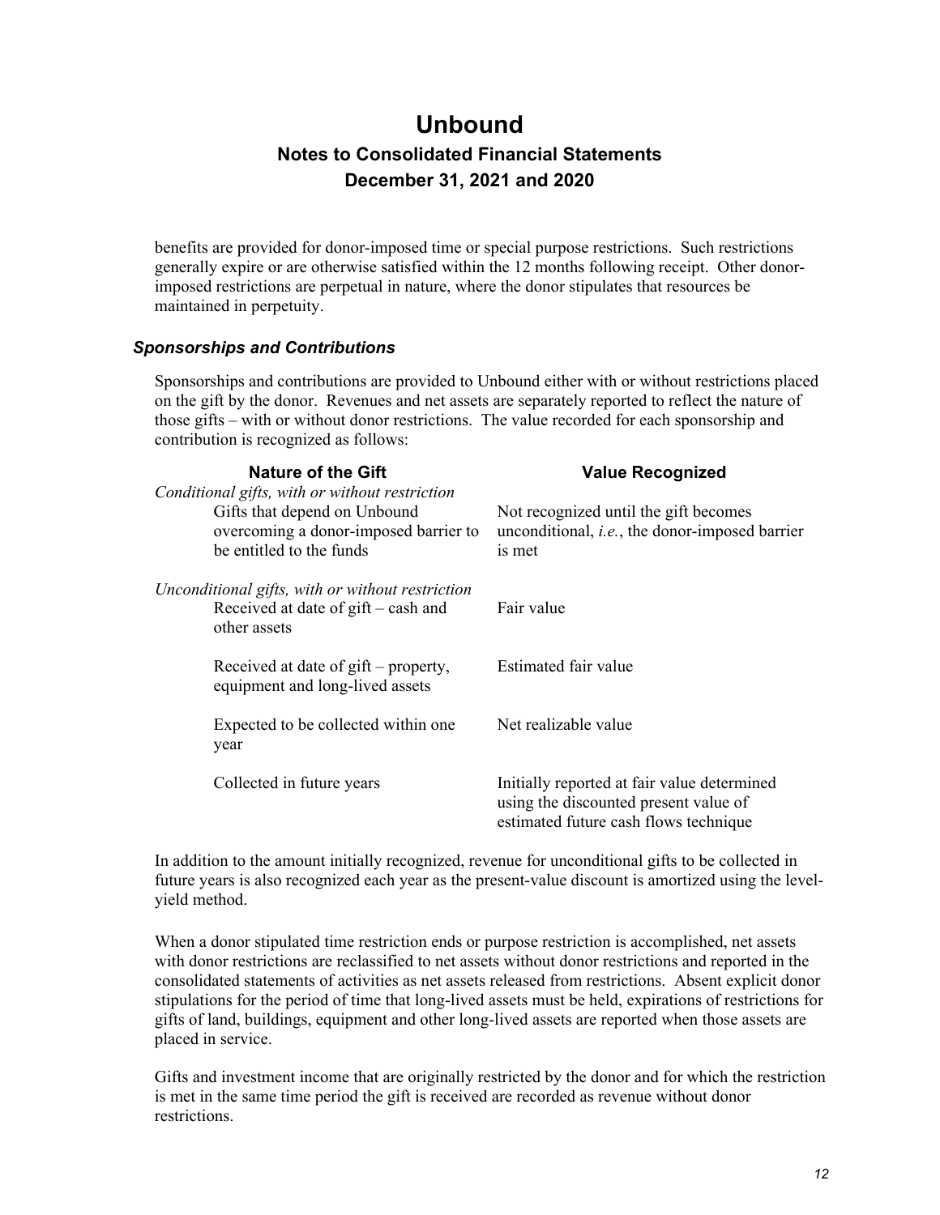benefits are provided for donor-imposed time or special purpose restrictions. Such restrictions generally expire or are otherwise satisfied within the 12 months following receipt. Other donor-imposed restrictions are perpetual in nature, where the donor stipulates that resources be maintained in perpetuity.

### *Sponsorships and Contributions*

Sponsorships and contributions are provided to Unbound either with or without restrictions placed on the gift by the donor. Revenues and net assets are separately reported to reflect the nature of those gifts – with or without donor restrictions. The value recorded for each sponsorship and contribution is recognized as follows:

| Nature of the Gift | Value Recognized |
|---|---|
| *Conditional gifts, with or without restriction* | |
| Gifts that depend on Unbound overcoming a donor-imposed barrier to be entitled to the funds | Not recognized until the gift becomes unconditional, *i.e.*, the donor-imposed barrier is met |
| *Unconditional gifts, with or without restriction* | |
| Received at date of gift – cash and other assets | Fair value |
| Received at date of gift – property, equipment and long-lived assets | Estimated fair value |
| Expected to be collected within one year | Net realizable value |
| Collected in future years | Initially reported at fair value determined using the discounted present value of estimated future cash flows technique |

In addition to the amount initially recognized, revenue for unconditional gifts to be collected in future years is also recognized each year as the present-value discount is amortized using the level-yield method.

When a donor stipulated time restriction ends or purpose restriction is accomplished, net assets with donor restrictions are reclassified to net assets without donor restrictions and reported in the consolidated statements of activities as net assets released from restrictions. Absent explicit donor stipulations for the period of time that long-lived assets must be held, expirations of restrictions for gifts of land, buildings, equipment and other long-lived assets are reported when those assets are placed in service.

Gifts and investment income that are originally restricted by the donor and for which the restriction is met in the same time period the gift is received are recorded as revenue without donor restrictions.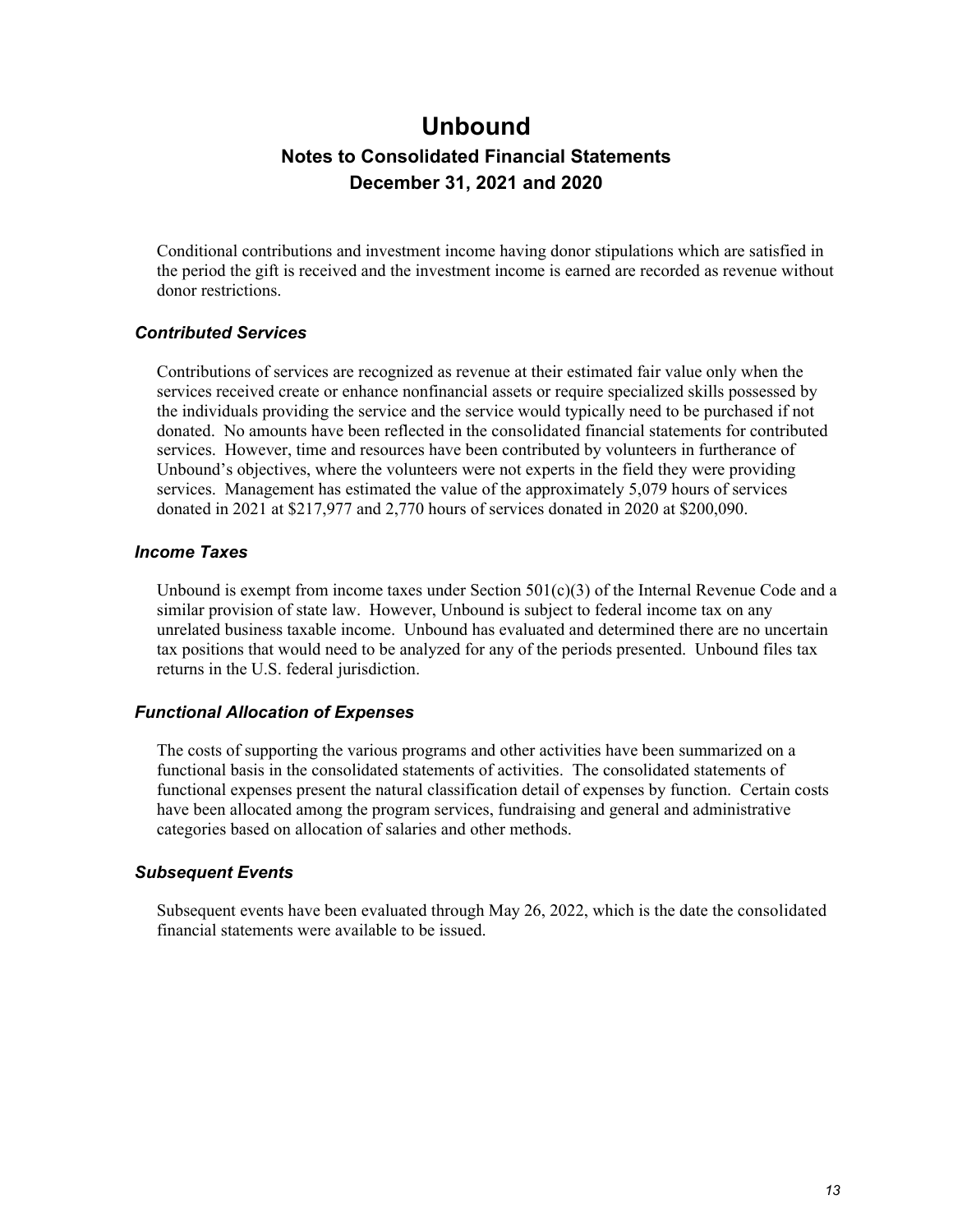Conditional contributions and investment income having donor stipulations which are satisfied in the period the gift is received and the investment income is earned are recorded as revenue without donor restrictions.

### *Contributed Services*

Contributions of services are recognized as revenue at their estimated fair value only when the services received create or enhance nonfinancial assets or require specialized skills possessed by the individuals providing the service and the service would typically need to be purchased if not donated. No amounts have been reflected in the consolidated financial statements for contributed services. However, time and resources have been contributed by volunteers in furtherance of Unbound's objectives, where the volunteers were not experts in the field they were providing services. Management has estimated the value of the approximately 5,079 hours of services donated in 2021 at $217,977 and 2,770 hours of services donated in 2020 at $200,090.

### *Income Taxes*

Unbound is exempt from income taxes under Section 501(c)(3) of the Internal Revenue Code and a similar provision of state law. However, Unbound is subject to federal income tax on any unrelated business taxable income. Unbound has evaluated and determined there are no uncertain tax positions that would need to be analyzed for any of the periods presented. Unbound files tax returns in the U.S. federal jurisdiction.

### *Functional Allocation of Expenses*

The costs of supporting the various programs and other activities have been summarized on a functional basis in the consolidated statements of activities. The consolidated statements of functional expenses present the natural classification detail of expenses by function. Certain costs have been allocated among the program services, fundraising and general and administrative categories based on allocation of salaries and other methods.

### *Subsequent Events*

Subsequent events have been evaluated through May 26, 2022, which is the date the consolidated financial statements were available to be issued.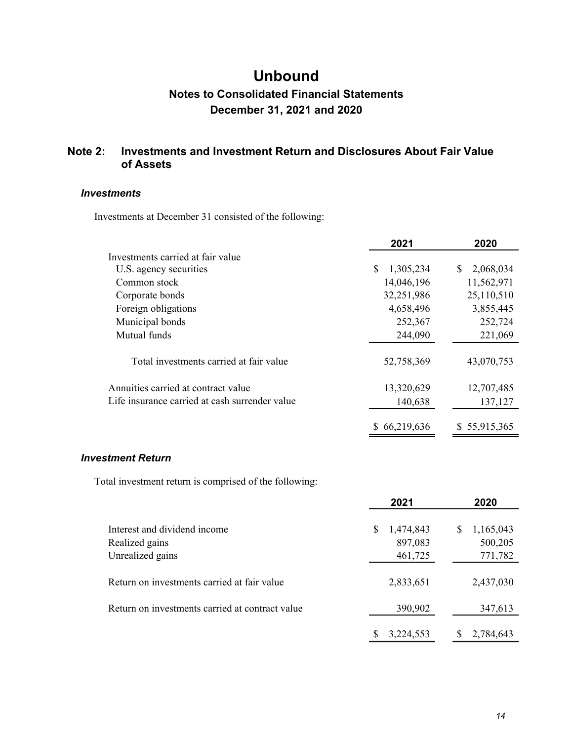# Unbound

## Notes to Consolidated Financial Statements

## December 31, 2021 and 2020

## Note 2: Investments and Investment Return and Disclosures About Fair Value of Assets

### *Investments*

Investments at December 31 consisted of the following:

| | 2021 | 2020 |
|---|---|---|
| Investments carried at fair value | | |
| U.S. agency securities | $ 1,305,234 | $ 2,068,034 |
| Common stock | 14,046,196 | 11,562,971 |
| Corporate bonds | 32,251,986 | 25,110,510 |
| Foreign obligations | 4,658,496 | 3,855,445 |
| Municipal bonds | 252,367 | 252,724 |
| Mutual funds | 244,090 | 221,069 |
| Total investments carried at fair value | 52,758,369 | 43,070,753 |
| Annuities carried at contract value | 13,320,629 | 12,707,485 |
| Life insurance carried at cash surrender value | 140,638 | 137,127 |
| | $ 66,219,636 | $ 55,915,365 |

### *Investment Return*

Total investment return is comprised of the following:

| | 2021 | 2020 |
|---|---|---|
| Interest and dividend income | $ 1,474,843 | $ 1,165,043 |
| Realized gains | 897,083 | 500,205 |
| Unrealized gains | 461,725 | 771,782 |
| Return on investments carried at fair value | 2,833,651 | 2,437,030 |
| Return on investments carried at contract value | 390,902 | 347,613 |
| | $ 3,224,553 | $ 2,784,643 |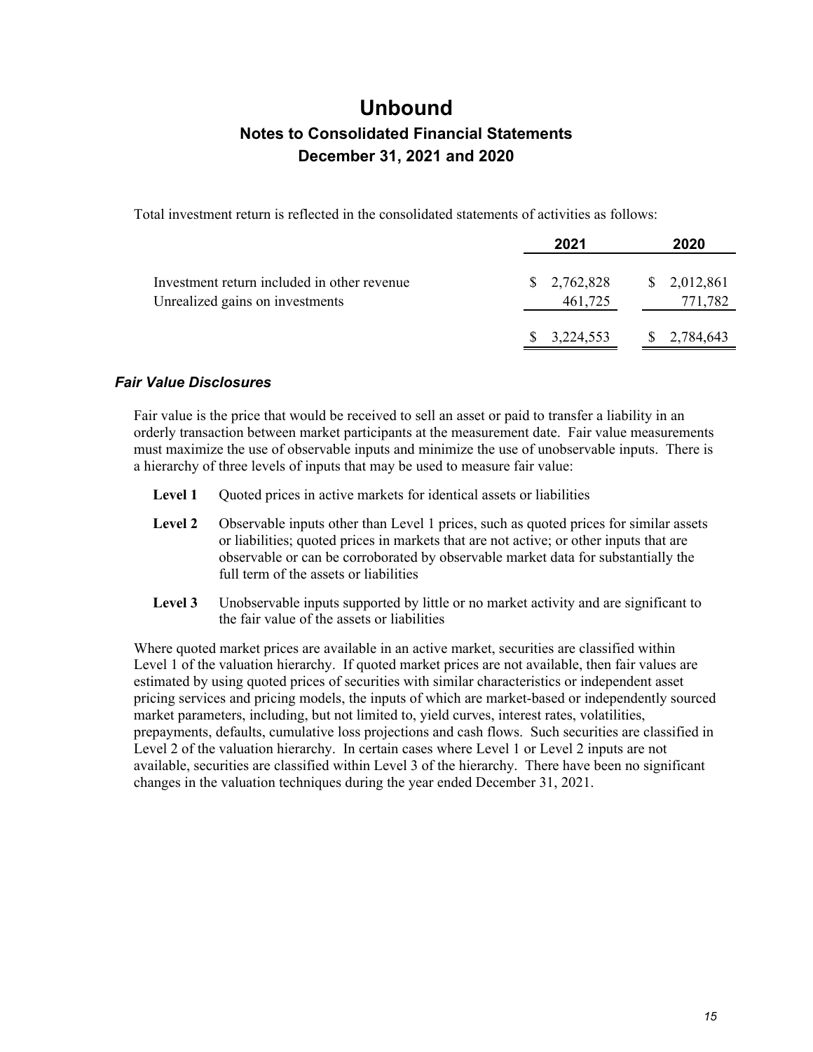# Unbound

## Notes to Consolidated Financial Statements

## December 31, 2021 and 2020

Total investment return is reflected in the consolidated statements of activities as follows:

| | 2021 | 2020 |
|---|---|---|
| Investment return included in other revenue | $ 2,762,828 | $ 2,012,861 |
| Unrealized gains on investments | 461,725 | 771,782 |
| | $ 3,224,553 | $ 2,784,643 |

### *Fair Value Disclosures*

Fair value is the price that would be received to sell an asset or paid to transfer a liability in an orderly transaction between market participants at the measurement date. Fair value measurements must maximize the use of observable inputs and minimize the use of unobservable inputs. There is a hierarchy of three levels of inputs that may be used to measure fair value:

**Level 1** Quoted prices in active markets for identical assets or liabilities

**Level 2** Observable inputs other than Level 1 prices, such as quoted prices for similar assets or liabilities; quoted prices in markets that are not active; or other inputs that are observable or can be corroborated by observable market data for substantially the full term of the assets or liabilities

**Level 3** Unobservable inputs supported by little or no market activity and are significant to the fair value of the assets or liabilities

Where quoted market prices are available in an active market, securities are classified within Level 1 of the valuation hierarchy. If quoted market prices are not available, then fair values are estimated by using quoted prices of securities with similar characteristics or independent asset pricing services and pricing models, the inputs of which are market-based or independently sourced market parameters, including, but not limited to, yield curves, interest rates, volatilities, prepayments, defaults, cumulative loss projections and cash flows. Such securities are classified in Level 2 of the valuation hierarchy. In certain cases where Level 1 or Level 2 inputs are not available, securities are classified within Level 3 of the hierarchy. There have been no significant changes in the valuation techniques during the year ended December 31, 2021.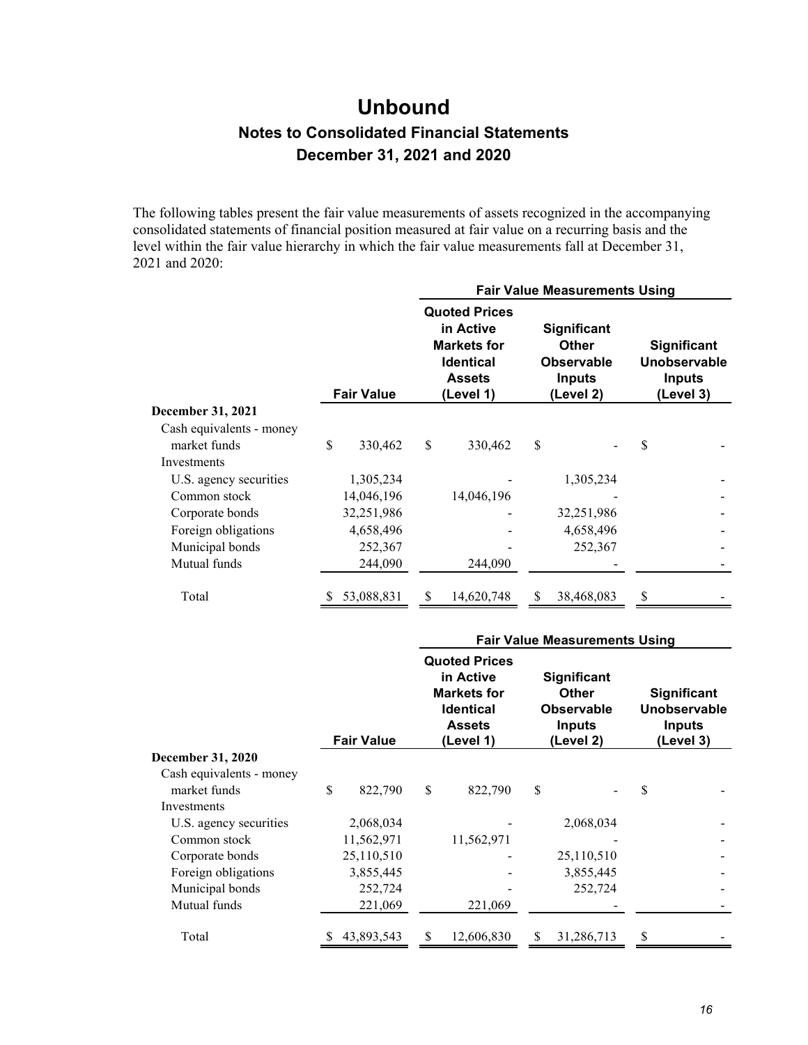# Unbound

## Notes to Consolidated Financial Statements

## December 31, 2021 and 2020

The following tables present the fair value measurements of assets recognized in the accompanying consolidated statements of financial position measured at fair value on a recurring basis and the level within the fair value hierarchy in which the fair value measurements fall at December 31, 2021 and 2020:

| | | Fair Value Measurements Using | | |
|---|---|---|---|---|
| | Fair Value | Quoted Prices in Active Markets for Identical Assets (Level 1) | Significant Other Observable Inputs (Level 2) | Significant Unobservable Inputs (Level 3) |
| **December 31, 2021** | | | | |
| Cash equivalents - money market funds | $ 330,462 | $ 330,462 | $ - | $ - |
| Investments | | | | |
| U.S. agency securities | 1,305,234 | - | 1,305,234 | - |
| Common stock | 14,046,196 | 14,046,196 | - | - |
| Corporate bonds | 32,251,986 | - | 32,251,986 | - |
| Foreign obligations | 4,658,496 | - | 4,658,496 | - |
| Municipal bonds | 252,367 | - | 252,367 | - |
| Mutual funds | 244,090 | 244,090 | - | - |
| Total | $ 53,088,831 | $ 14,620,748 | $ 38,468,083 | $ - |

| | | Fair Value Measurements Using | | |
|---|---|---|---|---|
| | Fair Value | Quoted Prices in Active Markets for Identical Assets (Level 1) | Significant Other Observable Inputs (Level 2) | Significant Unobservable Inputs (Level 3) |
| **December 31, 2020** | | | | |
| Cash equivalents - money market funds | $ 822,790 | $ 822,790 | $ - | $ - |
| Investments | | | | |
| U.S. agency securities | 2,068,034 | - | 2,068,034 | - |
| Common stock | 11,562,971 | 11,562,971 | - | - |
| Corporate bonds | 25,110,510 | - | 25,110,510 | - |
| Foreign obligations | 3,855,445 | - | 3,855,445 | - |
| Municipal bonds | 252,724 | - | 252,724 | - |
| Mutual funds | 221,069 | 221,069 | - | - |
| Total | $ 43,893,543 | $ 12,606,830 | $ 31,286,713 | $ - |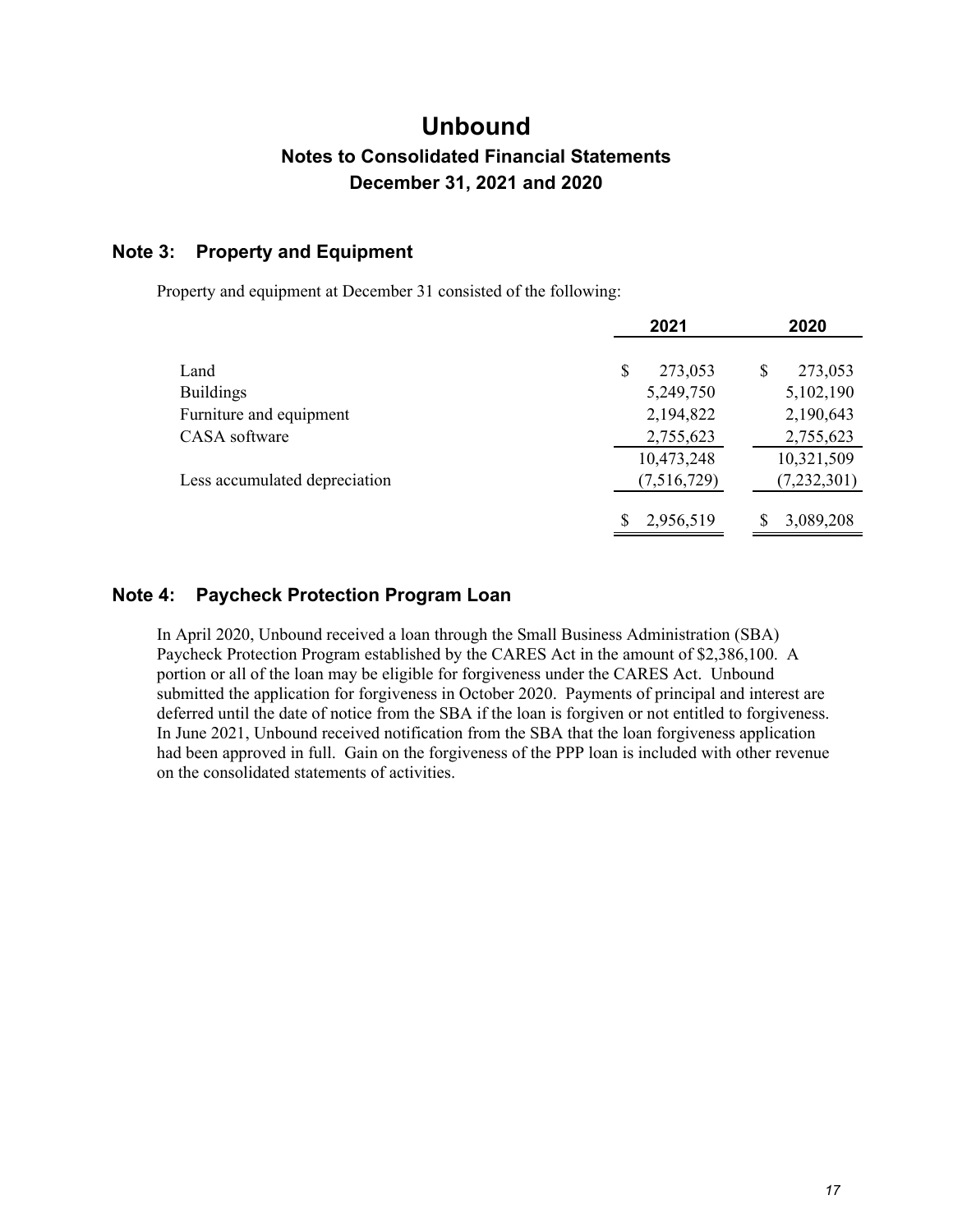# Unbound

## Notes to Consolidated Financial Statements

## December 31, 2021 and 2020

### Note 3: Property and Equipment

Property and equipment at December 31 consisted of the following:

| | 2021 | 2020 |
|---|---|---|
| Land | $ 273,053 | $ 273,053 |
| Buildings | 5,249,750 | 5,102,190 |
| Furniture and equipment | 2,194,822 | 2,190,643 |
| CASA software | 2,755,623 | 2,755,623 |
| | 10,473,248 | 10,321,509 |
| Less accumulated depreciation | (7,516,729) | (7,232,301) |
| | $ 2,956,519 | $ 3,089,208 |

### Note 4: Paycheck Protection Program Loan

In April 2020, Unbound received a loan through the Small Business Administration (SBA) Paycheck Protection Program established by the CARES Act in the amount of $2,386,100. A portion or all of the loan may be eligible for forgiveness under the CARES Act. Unbound submitted the application for forgiveness in October 2020. Payments of principal and interest are deferred until the date of notice from the SBA if the loan is forgiven or not entitled to forgiveness. In June 2021, Unbound received notification from the SBA that the loan forgiveness application had been approved in full. Gain on the forgiveness of the PPP loan is included with other revenue on the consolidated statements of activities.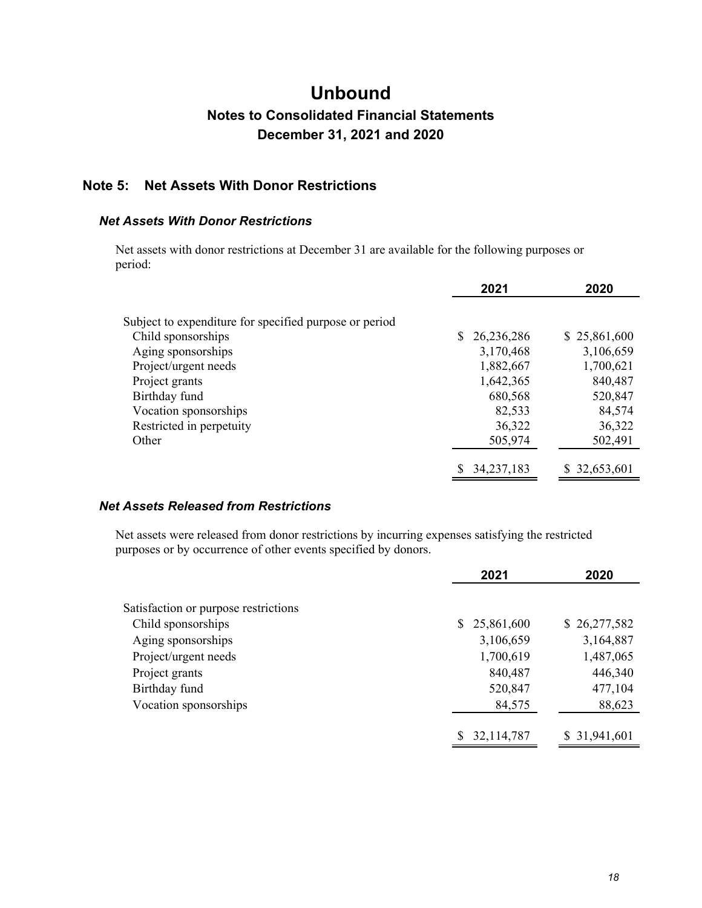# Unbound

## Notes to Consolidated Financial Statements

## December 31, 2021 and 2020

## Note 5: Net Assets With Donor Restrictions

### *Net Assets With Donor Restrictions*

Net assets with donor restrictions at December 31 are available for the following purposes or period:

| | 2021 | 2020 |
|---|---|---|
| Subject to expenditure for specified purpose or period | | |
| Child sponsorships | $ 26,236,286 | $ 25,861,600 |
| Aging sponsorships | 3,170,468 | 3,106,659 |
| Project/urgent needs | 1,882,667 | 1,700,621 |
| Project grants | 1,642,365 | 840,487 |
| Birthday fund | 680,568 | 520,847 |
| Vocation sponsorships | 82,533 | 84,574 |
| Restricted in perpetuity | 36,322 | 36,322 |
| Other | 505,974 | 502,491 |
| | $ 34,237,183 | $ 32,653,601 |

### *Net Assets Released from Restrictions*

Net assets were released from donor restrictions by incurring expenses satisfying the restricted purposes or by occurrence of other events specified by donors.

| | 2021 | 2020 |
|---|---|---|
| Satisfaction or purpose restrictions | | |
| Child sponsorships | $ 25,861,600 | $ 26,277,582 |
| Aging sponsorships | 3,106,659 | 3,164,887 |
| Project/urgent needs | 1,700,619 | 1,487,065 |
| Project grants | 840,487 | 446,340 |
| Birthday fund | 520,847 | 477,104 |
| Vocation sponsorships | 84,575 | 88,623 |
| | $ 32,114,787 | $ 31,941,601 |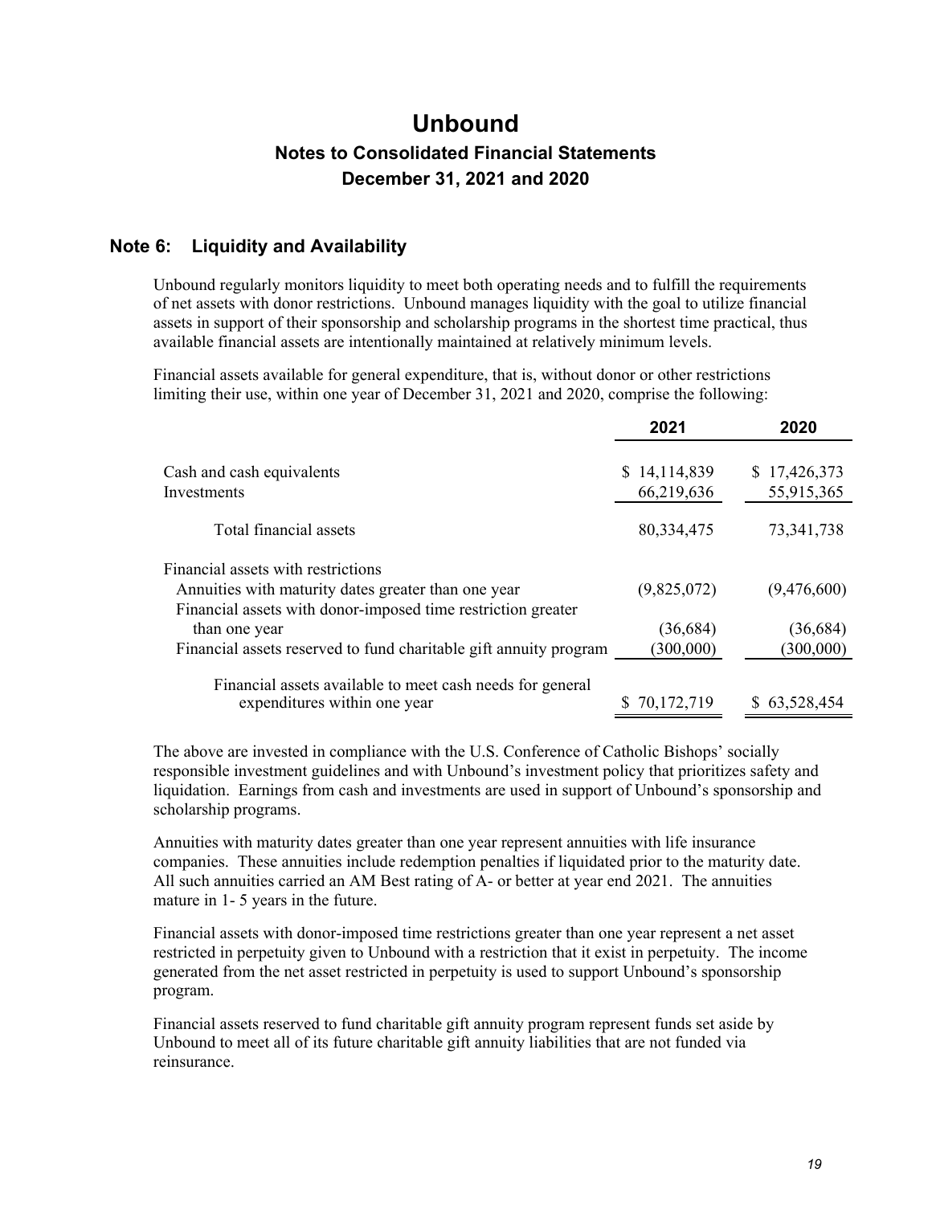# Unbound

## Notes to Consolidated Financial Statements

## December 31, 2021 and 2020

### Note 6: Liquidity and Availability

Unbound regularly monitors liquidity to meet both operating needs and to fulfill the requirements of net assets with donor restrictions. Unbound manages liquidity with the goal to utilize financial assets in support of their sponsorship and scholarship programs in the shortest time practical, thus available financial assets are intentionally maintained at relatively minimum levels.

Financial assets available for general expenditure, that is, without donor or other restrictions limiting their use, within one year of December 31, 2021 and 2020, comprise the following:

| | 2021 | 2020 |
|---|---|---|
| Cash and cash equivalents | $ 14,114,839 | $ 17,426,373 |
| Investments | 66,219,636 | 55,915,365 |
| Total financial assets | 80,334,475 | 73,341,738 |
| Financial assets with restrictions | | |
| Annuities with maturity dates greater than one year | (9,825,072) | (9,476,600) |
| Financial assets with donor-imposed time restriction greater than one year | (36,684) | (36,684) |
| Financial assets reserved to fund charitable gift annuity program | (300,000) | (300,000) |
| Financial assets available to meet cash needs for general expenditures within one year | $ 70,172,719 | $ 63,528,454 |

The above are invested in compliance with the U.S. Conference of Catholic Bishops' socially responsible investment guidelines and with Unbound's investment policy that prioritizes safety and liquidation. Earnings from cash and investments are used in support of Unbound's sponsorship and scholarship programs.

Annuities with maturity dates greater than one year represent annuities with life insurance companies. These annuities include redemption penalties if liquidated prior to the maturity date. All such annuities carried an AM Best rating of A- or better at year end 2021. The annuities mature in 1- 5 years in the future.

Financial assets with donor-imposed time restrictions greater than one year represent a net asset restricted in perpetuity given to Unbound with a restriction that it exist in perpetuity. The income generated from the net asset restricted in perpetuity is used to support Unbound's sponsorship program.

Financial assets reserved to fund charitable gift annuity program represent funds set aside by Unbound to meet all of its future charitable gift annuity liabilities that are not funded via reinsurance.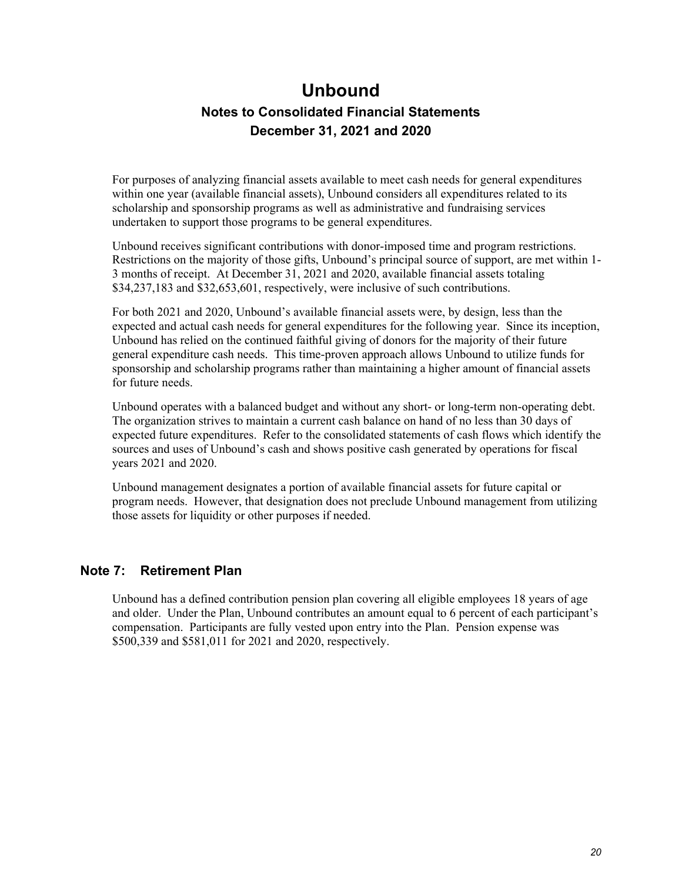# Unbound

## Notes to Consolidated Financial Statements

## December 31, 2021 and 2020

For purposes of analyzing financial assets available to meet cash needs for general expenditures within one year (available financial assets), Unbound considers all expenditures related to its scholarship and sponsorship programs as well as administrative and fundraising services undertaken to support those programs to be general expenditures.

Unbound receives significant contributions with donor-imposed time and program restrictions. Restrictions on the majority of those gifts, Unbound's principal source of support, are met within 1-3 months of receipt. At December 31, 2021 and 2020, available financial assets totaling $34,237,183 and $32,653,601, respectively, were inclusive of such contributions.

For both 2021 and 2020, Unbound's available financial assets were, by design, less than the expected and actual cash needs for general expenditures for the following year. Since its inception, Unbound has relied on the continued faithful giving of donors for the majority of their future general expenditure cash needs. This time-proven approach allows Unbound to utilize funds for sponsorship and scholarship programs rather than maintaining a higher amount of financial assets for future needs.

Unbound operates with a balanced budget and without any short- or long-term non-operating debt. The organization strives to maintain a current cash balance on hand of no less than 30 days of expected future expenditures. Refer to the consolidated statements of cash flows which identify the sources and uses of Unbound's cash and shows positive cash generated by operations for fiscal years 2021 and 2020.

Unbound management designates a portion of available financial assets for future capital or program needs. However, that designation does not preclude Unbound management from utilizing those assets for liquidity or other purposes if needed.

## Note 7: Retirement Plan

Unbound has a defined contribution pension plan covering all eligible employees 18 years of age and older. Under the Plan, Unbound contributes an amount equal to 6 percent of each participant's compensation. Participants are fully vested upon entry into the Plan. Pension expense was $500,339 and $581,011 for 2021 and 2020, respectively.